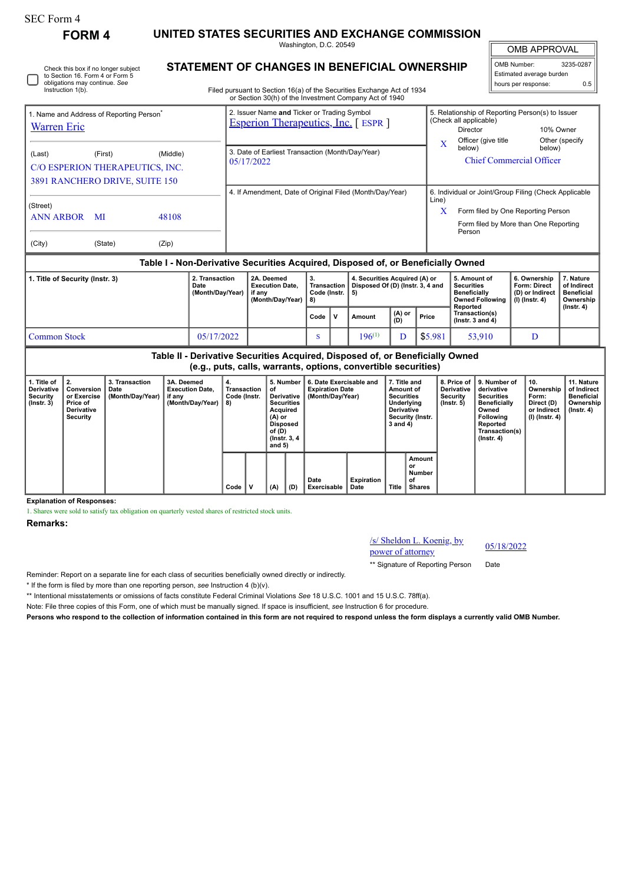SEC Form 4

**FORM 4**

# UNITED STATES SECURITIES AND EXCHANGE COMMISSION

Washington, D.C. 20549

## STATEMENT OF CHANGES IN BENEFICIAL OWNERSHIP

Filed pursuant to Section 16(a) of the Securities Exchange Act of 1934 or Section 30(h) of the Investment Company Act of 1940

| OMB APPROVAL | |
|---|---|
| OMB Number: | 3235-0287 |
| Estimated average burden hours per response: | 0.5 |

☐ Check this box if no longer subject to Section 16. Form 4 or Form 5 obligations may continue. *See* Instruction 1(b).

| 1. Name and Address of Reporting Person* | 2. Issuer Name **and** Ticker or Trading Symbol | 5. Relationship of Reporting Person(s) to Issuer (Check all applicable) |
|---|---|---|
| Warren Eric | Esperion Therapeutics, Inc. [ ESPR ] | Director; 10% Owner; X Officer (give title below); Other (specify below) |
| (Last) (First) (Middle) C/O ESPERION THERAPEUTICS, INC. 3891 RANCHERO DRIVE, SUITE 150 | 3. Date of Earliest Transaction (Month/Day/Year) 05/17/2022 | Chief Commercial Officer |
| (Street) ANN ARBOR MI 48108 | 4. If Amendment, Date of Original Filed (Month/Day/Year) | 6. Individual or Joint/Group Filing (Check Applicable Line) X Form filed by One Reporting Person; Form filed by More than One Reporting Person |
| (City) (State) (Zip) | | |

### Table I - Non-Derivative Securities Acquired, Disposed of, or Beneficially Owned

| 1. Title of Security (Instr. 3) | 2. Transaction Date (Month/Day/Year) | 2A. Deemed Execution Date, if any (Month/Day/Year) | 3. Transaction Code (Instr. 8) | | 4. Securities Acquired (A) or Disposed Of (D) (Instr. 3, 4 and 5) | | | 5. Amount of Securities Beneficially Owned Following Reported Transaction(s) (Instr. 3 and 4) | 6. Ownership Form: Direct (D) or Indirect (I) (Instr. 4) | 7. Nature of Indirect Beneficial Ownership (Instr. 4) |
|---|---|---|---|---|---|---|---|---|---|---|
| | | | Code | V | Amount | (A) or (D) | Price | | | |
| Common Stock | 05/17/2022 | | S | | 196[1] | D | $5.981 | 53,910 | D | |

### Table II - Derivative Securities Acquired, Disposed of, or Beneficially Owned (e.g., puts, calls, warrants, options, convertible securities)

| 1. Title of Derivative Security (Instr. 3) | 2. Conversion or Exercise Price of Derivative Security | 3. Transaction Date (Month/Day/Year) | 3A. Deemed Execution Date, if any (Month/Day/Year) | 4. Transaction Code (Instr. 8) | | 5. Number of Derivative Securities Acquired (A) or Disposed of (D) (Instr. 3, 4 and 5) | | 6. Date Exercisable and Expiration Date (Month/Day/Year) | | 7. Title and Amount of Securities Underlying Derivative Security (Instr. 3 and 4) | | 8. Price of Derivative Security (Instr. 5) | 9. Number of derivative Securities Beneficially Owned Following Reported Transaction(s) (Instr. 4) | 10. Ownership Form: Direct (D) or Indirect (I) (Instr. 4) | 11. Nature of Indirect Beneficial Ownership (Instr. 4) |
|---|---|---|---|---|---|---|---|---|---|---|---|---|---|---|---|
| | | | | Code | V | (A) | (D) | Date Exercisable | Expiration Date | Title | Amount or Number of Shares | | | | |

**Explanation of Responses:**

1. Shares were sold to satisfy tax obligation on quarterly vested shares of restricted stock units.

**Remarks:**

/s/ Sheldon L. Koenig, by power of attorney — 05/18/2022

** Signature of Reporting Person — Date

Reminder: Report on a separate line for each class of securities beneficially owned directly or indirectly.

* If the form is filed by more than one reporting person, *see* Instruction 4 (b)(v).

** Intentional misstatements or omissions of facts constitute Federal Criminal Violations *See* 18 U.S.C. 1001 and 15 U.S.C. 78ff(a).

Note: File three copies of this Form, one of which must be manually signed. If space is insufficient, *see* Instruction 6 for procedure.

**Persons who respond to the collection of information contained in this form are not required to respond unless the form displays a currently valid OMB Number.**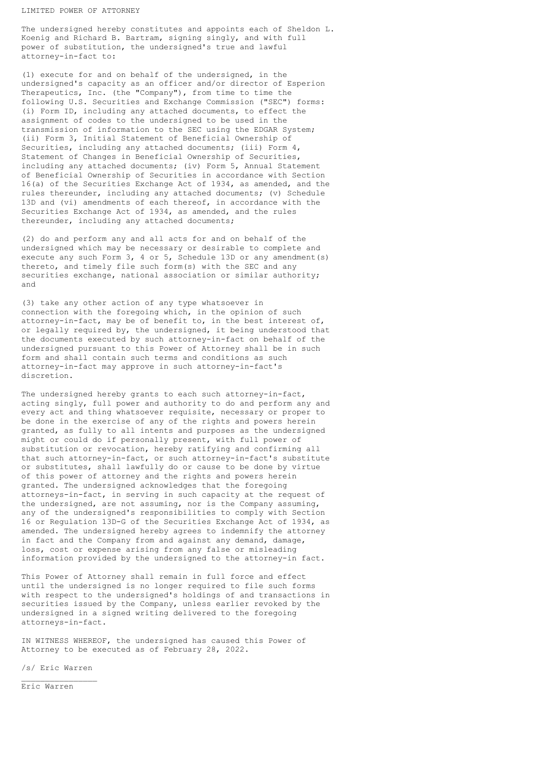LIMITED POWER OF ATTORNEY

The undersigned hereby constitutes and appoints each of Sheldon L. Koenig and Richard B. Bartram, signing singly, and with full power of substitution, the undersigned's true and lawful attorney-in-fact to:

(1) execute for and on behalf of the undersigned, in the undersigned's capacity as an officer and/or director of Esperion Therapeutics, Inc. (the "Company"), from time to time the following U.S. Securities and Exchange Commission ("SEC") forms: (i) Form ID, including any attached documents, to effect the assignment of codes to the undersigned to be used in the transmission of information to the SEC using the EDGAR System; (ii) Form 3, Initial Statement of Beneficial Ownership of Securities, including any attached documents; (iii) Form 4, Statement of Changes in Beneficial Ownership of Securities, including any attached documents; (iv) Form 5, Annual Statement of Beneficial Ownership of Securities in accordance with Section 16(a) of the Securities Exchange Act of 1934, as amended, and the rules thereunder, including any attached documents; (v) Schedule 13D and (vi) amendments of each thereof, in accordance with the Securities Exchange Act of 1934, as amended, and the rules thereunder, including any attached documents;

(2) do and perform any and all acts for and on behalf of the undersigned which may be necessary or desirable to complete and execute any such Form 3, 4 or 5, Schedule 13D or any amendment(s) thereto, and timely file such form(s) with the SEC and any securities exchange, national association or similar authority; and

(3) take any other action of any type whatsoever in connection with the foregoing which, in the opinion of such attorney-in-fact, may be of benefit to, in the best interest of, or legally required by, the undersigned, it being understood that the documents executed by such attorney-in-fact on behalf of the undersigned pursuant to this Power of Attorney shall be in such form and shall contain such terms and conditions as such attorney-in-fact may approve in such attorney-in-fact's discretion.

The undersigned hereby grants to each such attorney-in-fact, acting singly, full power and authority to do and perform any and every act and thing whatsoever requisite, necessary or proper to be done in the exercise of any of the rights and powers herein granted, as fully to all intents and purposes as the undersigned might or could do if personally present, with full power of substitution or revocation, hereby ratifying and confirming all that such attorney-in-fact, or such attorney-in-fact's substitute or substitutes, shall lawfully do or cause to be done by virtue of this power of attorney and the rights and powers herein granted. The undersigned acknowledges that the foregoing attorneys-in-fact, in serving in such capacity at the request of the undersigned, are not assuming, nor is the Company assuming, any of the undersigned's responsibilities to comply with Section 16 or Regulation 13D-G of the Securities Exchange Act of 1934, as amended. The undersigned hereby agrees to indemnify the attorney in fact and the Company from and against any demand, damage, loss, cost or expense arising from any false or misleading information provided by the undersigned to the attorney-in fact.

This Power of Attorney shall remain in full force and effect until the undersigned is no longer required to file such forms with respect to the undersigned's holdings of and transactions in securities issued by the Company, unless earlier revoked by the undersigned in a signed writing delivered to the foregoing attorneys-in-fact.

IN WITNESS WHEREOF, the undersigned has caused this Power of Attorney to be executed as of February 28, 2022.

/s/ Eric Warren

\_\_\_\_\_\_\_\_\_\_\_\_\_\_\_\_

Eric Warren